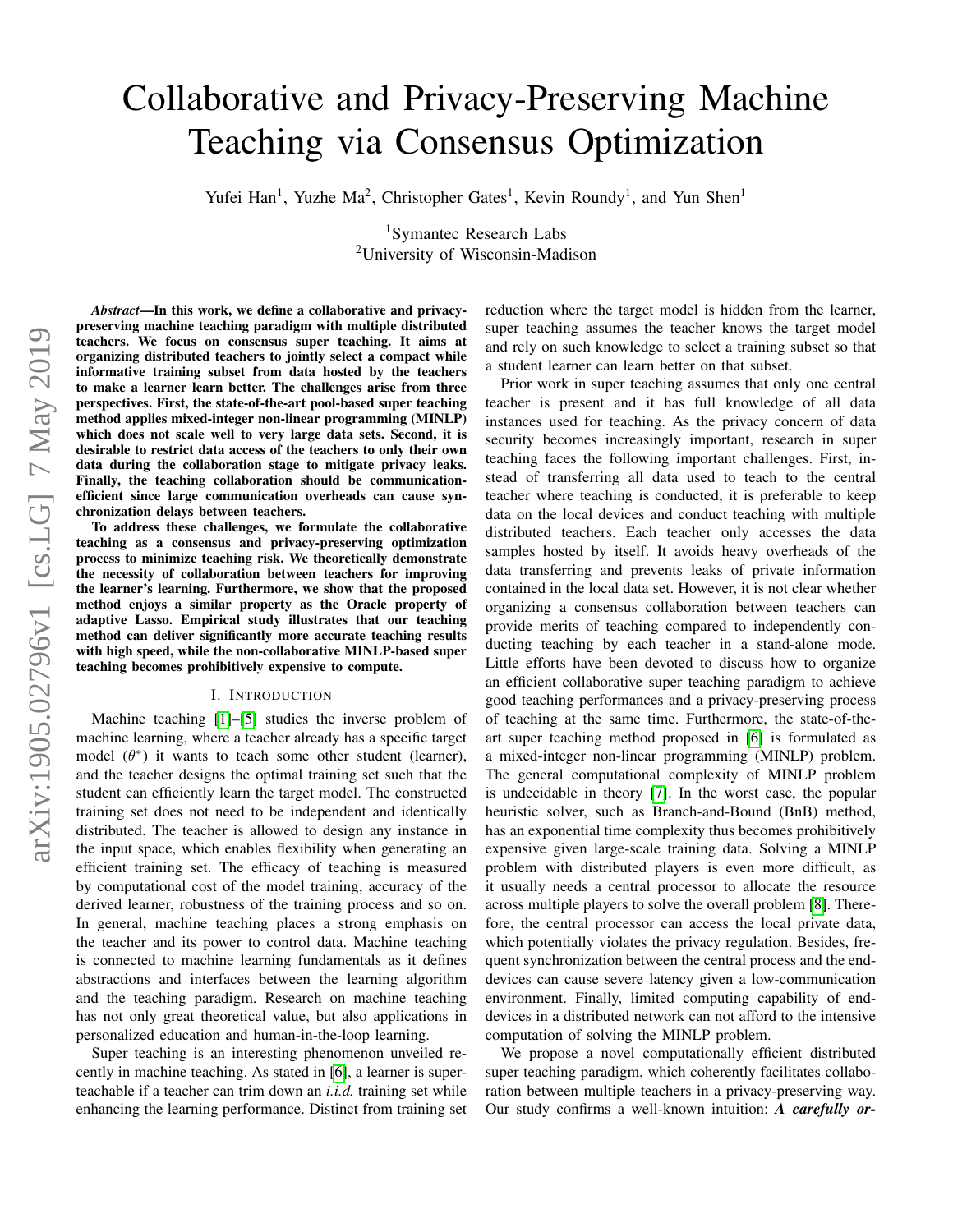# Collaborative and Privacy-Preserving Machine Teaching via Consensus Optimization

Yufei Han[1], Yuzhe Ma[2], Christopher Gates[1], Kevin Roundy[1], and Yun Shen[1]

[1]Symantec Research Labs
[2]University of Wisconsin-Madison

***Abstract*—In this work, we define a collaborative and privacy-preserving machine teaching paradigm with multiple distributed teachers. We focus on consensus super teaching. It aims at organizing distributed teachers to jointly select a compact while informative training subset from data hosted by the teachers to make a learner learn better. The challenges arise from three perspectives. First, the state-of-the-art pool-based super teaching method applies mixed-integer non-linear programming (MINLP) which does not scale well to very large data sets. Second, it is desirable to restrict data access of the teachers to only their own data during the collaboration stage to mitigate privacy leaks. Finally, the teaching collaboration should be communication-efficient since large communication overheads can cause synchronization delays between teachers.**

**To address these challenges, we formulate the collaborative teaching as a consensus and privacy-preserving optimization process to minimize teaching risk. We theoretically demonstrate the necessity of collaboration between teachers for improving the learner's learning. Furthermore, we show that the proposed method enjoys a similar property as the Oracle property of adaptive Lasso. Empirical study illustrates that our teaching method can deliver significantly more accurate teaching results with high speed, while the non-collaborative MINLP-based super teaching becomes prohibitively expensive to compute.**

## I. Introduction

Machine teaching [1]–[5] studies the inverse problem of machine learning, where a teacher already has a specific target model ($\theta^*$) it wants to teach some other student (learner), and the teacher designs the optimal training set such that the student can efficiently learn the target model. The constructed training set does not need to be independent and identically distributed. The teacher is allowed to design any instance in the input space, which enables flexibility when generating an efficient training set. The efficacy of teaching is measured by computational cost of the model training, accuracy of the derived learner, robustness of the training process and so on. In general, machine teaching places a strong emphasis on the teacher and its power to control data. Machine teaching is connected to machine learning fundamentals as it defines abstractions and interfaces between the learning algorithm and the teaching paradigm. Research on machine teaching has not only great theoretical value, but also applications in personalized education and human-in-the-loop learning.

Super teaching is an interesting phenomenon unveiled recently in machine teaching. As stated in [6], a learner is super-teachable if a teacher can trim down an *i.i.d.* training set while enhancing the learning performance. Distinct from training set reduction where the target model is hidden from the learner, super teaching assumes the teacher knows the target model and rely on such knowledge to select a training subset so that a student learner can learn better on that subset.

Prior work in super teaching assumes that only one central teacher is present and it has full knowledge of all data instances used for teaching. As the privacy concern of data security becomes increasingly important, research in super teaching faces the following important challenges. First, instead of transferring all data used to teach to the central teacher where teaching is conducted, it is preferable to keep data on the local devices and conduct teaching with multiple distributed teachers. Each teacher only accesses the data samples hosted by itself. It avoids heavy overheads of the data transferring and prevents leaks of private information contained in the local data set. However, it is not clear whether organizing a consensus collaboration between teachers can provide merits of teaching compared to independently conducting teaching by each teacher in a stand-alone mode. Little efforts have been devoted to discuss how to organize an efficient collaborative super teaching paradigm to achieve good teaching performances and a privacy-preserving process of teaching at the same time. Furthermore, the state-of-the-art super teaching method proposed in [6] is formulated as a mixed-integer non-linear programming (MINLP) problem. The general computational complexity of MINLP problem is undecidable in theory [7]. In the worst case, the popular heuristic solver, such as Branch-and-Bound (BnB) method, has an exponential time complexity thus becomes prohibitively expensive given large-scale training data. Solving a MINLP problem with distributed players is even more difficult, as it usually needs a central processor to allocate the resource across multiple players to solve the overall problem [8]. Therefore, the central processor can access the local private data, which potentially violates the privacy regulation. Besides, frequent synchronization between the central process and the end-devices can cause severe latency given a low-communication environment. Finally, limited computing capability of end-devices in a distributed network can not afford to the intensive computation of solving the MINLP problem.

We propose a novel computationally efficient distributed super teaching paradigm, which coherently facilitates collaboration between multiple teachers in a privacy-preserving way. Our study confirms a well-known intuition: ***A carefully or-***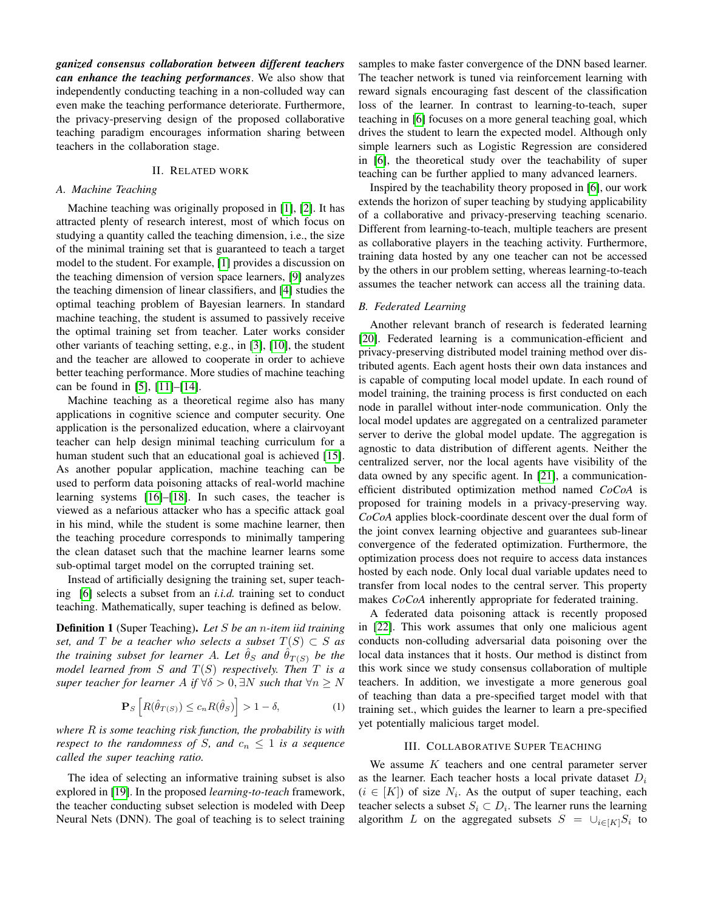***ganized consensus collaboration between different teachers can enhance the teaching performances***. We also show that independently conducting teaching in a non-colluded way can even make the teaching performance deteriorate. Furthermore, the privacy-preserving design of the proposed collaborative teaching paradigm encourages information sharing between teachers in the collaboration stage.

## II. Related work

### A. Machine Teaching

Machine teaching was originally proposed in [1], [2]. It has attracted plenty of research interest, most of which focus on studying a quantity called the teaching dimension, i.e., the size of the minimal training set that is guaranteed to teach a target model to the student. For example, [1] provides a discussion on the teaching dimension of version space learners, [9] analyzes the teaching dimension of linear classifiers, and [4] studies the optimal teaching problem of Bayesian learners. In standard machine teaching, the student is assumed to passively receive the optimal training set from teacher. Later works consider other variants of teaching setting, e.g., in [3], [10], the student and the teacher are allowed to cooperate in order to achieve better teaching performance. More studies of machine teaching can be found in [5], [11]–[14].

Machine teaching as a theoretical regime also has many applications in cognitive science and computer security. One application is the personalized education, where a clairvoyant teacher can help design minimal teaching curriculum for a human student such that an educational goal is achieved [15]. As another popular application, machine teaching can be used to perform data poisoning attacks of real-world machine learning systems [16]–[18]. In such cases, the teacher is viewed as a nefarious attacker who has a specific attack goal in his mind, while the student is some machine learner, then the teaching procedure corresponds to minimally tampering the clean dataset such that the machine learner learns some sub-optimal target model on the corrupted training set.

Instead of artificially designing the training set, super teaching [6] selects a subset from an *i.i.d.* training set to conduct teaching. Mathematically, super teaching is defined as below.

**Definition 1** (Super Teaching). *Let $S$ be an $n$-item iid training set, and $T$ be a teacher who selects a subset $T(S) \subset S$ as the training subset for learner $A$. Let $\hat{\theta}_S$ and $\hat{\theta}_{T(S)}$ be the model learned from $S$ and $T(S)$ respectively. Then $T$ is a super teacher for learner $A$ if $\forall \delta > 0, \exists N$ such that $\forall n \geq N$*

$$\mathbf{P}_S \left[ R(\hat{\theta}_{T(S)}) \leq c_n R(\hat{\theta}_S) \right] > 1 - \delta, \tag{1}$$

*where $R$ is some teaching risk function, the probability is with respect to the randomness of $S$, and $c_n \leq 1$ is a sequence called the super teaching ratio.*

The idea of selecting an informative training subset is also explored in [19]. In the proposed *learning-to-teach* framework, the teacher conducting subset selection is modeled with Deep Neural Nets (DNN). The goal of teaching is to select training samples to make faster convergence of the DNN based learner. The teacher network is tuned via reinforcement learning with reward signals encouraging fast descent of the classification loss of the learner. In contrast to learning-to-teach, super teaching in [6] focuses on a more general teaching goal, which drives the student to learn the expected model. Although only simple learners such as Logistic Regression are considered in [6], the theoretical study over the teachability of super teaching can be further applied to many advanced learners.

Inspired by the teachability theory proposed in [6], our work extends the horizon of super teaching by studying applicability of a collaborative and privacy-preserving teaching scenario. Different from learning-to-teach, multiple teachers are present as collaborative players in the teaching activity. Furthermore, training data hosted by any one teacher can not be accessed by the others in our problem setting, whereas learning-to-teach assumes the teacher network can access all the training data.

### B. Federated Learning

Another relevant branch of research is federated learning [20]. Federated learning is a communication-efficient and privacy-preserving distributed model training method over distributed agents. Each agent hosts their own data instances and is capable of computing local model update. In each round of model training, the training process is first conducted on each node in parallel without inter-node communication. Only the local model updates are aggregated on a centralized parameter server to derive the global model update. The aggregation is agnostic to data distribution of different agents. Neither the centralized server, nor the local agents have visibility of the data owned by any specific agent. In [21], a communication-efficient distributed optimization method named *CoCoA* is proposed for training models in a privacy-preserving way. *CoCoA* applies block-coordinate descent over the dual form of the joint convex learning objective and guarantees sub-linear convergence of the federated optimization. Furthermore, the optimization process does not require to access data instances hosted by each node. Only local dual variable updates need to transfer from local nodes to the central server. This property makes *CoCoA* inherently appropriate for federated training.

A federated data poisoning attack is recently proposed in [22]. This work assumes that only one malicious agent conducts non-colluding adversarial data poisoning over the local data instances that it hosts. Our method is distinct from this work since we study consensus collaboration of multiple teachers. In addition, we investigate a more generous goal of teaching than data a pre-specified target model with that training set., which guides the learner to learn a pre-specified yet potentially malicious target model.

## III. Collaborative Super Teaching

We assume $K$ teachers and one central parameter server as the learner. Each teacher hosts a local private dataset $D_i$ ($i \in [K]$) of size $N_i$. As the output of super teaching, each teacher selects a subset $S_i \subset D_i$. The learner runs the learning algorithm $L$ on the aggregated subsets $S = \cup_{i \in [K]} S_i$ to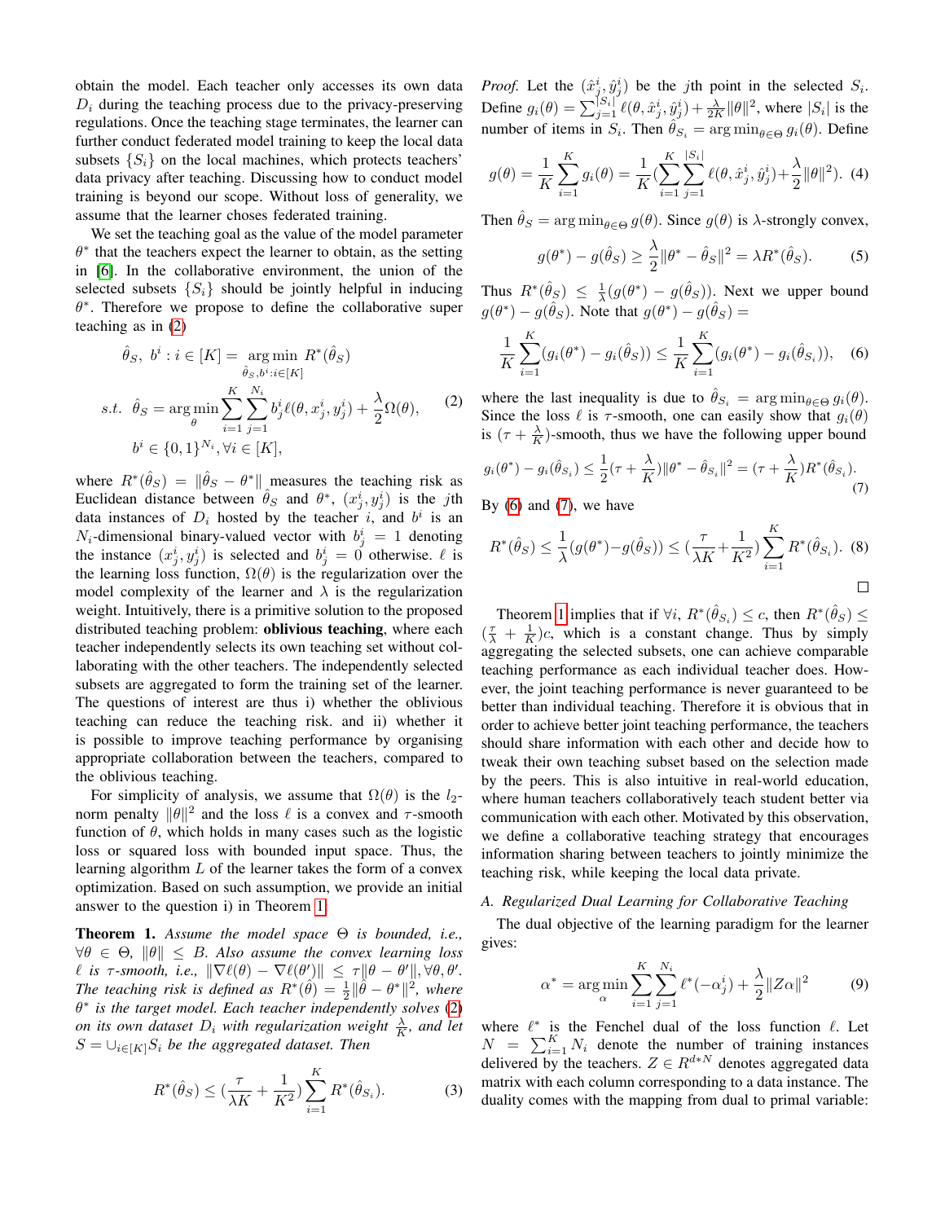obtain the model. Each teacher only accesses its own data $D_i$ during the teaching process due to the privacy-preserving regulations. Once the teaching stage terminates, the learner can further conduct federated model training to keep the local data subsets $\{S_i\}$ on the local machines, which protects teachers' data privacy after teaching. Discussing how to conduct model training is beyond our scope. Without loss of generality, we assume that the learner choses federated training.

We set the teaching goal as the value of the model parameter $\theta^*$ that the teachers expect the learner to obtain, as the setting in [6]. In the collaborative environment, the union of the selected subsets $\{S_i\}$ should be jointly helpful in inducing $\theta^*$. Therefore we propose to define the collaborative super teaching as in (2)

$$
\begin{aligned}
\hat{\theta}_S,\ b^i : i \in [K] = & \operatorname*{arg\,min}_{\hat{\theta}_S, b^i : i\in[K]} R^*(\hat{\theta}_S) \\
s.t.\ \ \hat{\theta}_S = & \operatorname*{arg\,min}_{\theta} \sum_{i=1}^{K}\sum_{j=1}^{N_i} b^i_j \ell(\theta, x^i_j, y^i_j) + \frac{\lambda}{2}\Omega(\theta), \\
& b^i \in \{0,1\}^{N_i}, \forall i \in [K],
\end{aligned}
\tag{2}
$$

where $R^*(\hat{\theta}_S) = \|\hat{\theta}_S - \theta^*\|$ measures the teaching risk as Euclidean distance between $\hat{\theta}_S$ and $\theta^*$, $(x^i_j, y^i_j)$ is the $j$th data instances of $D_i$ hosted by the teacher $i$, and $b^i$ is an $N_i$-dimensional binary-valued vector with $b^i_j = 1$ denoting the instance $(x^i_j, y^i_j)$ is selected and $b^i_j = 0$ otherwise. $\ell$ is the learning loss function, $\Omega(\theta)$ is the regularization over the model complexity of the learner and $\lambda$ is the regularization weight. Intuitively, there is a primitive solution to the proposed distributed teaching problem: **oblivious teaching**, where each teacher independently selects its own teaching set without collaborating with the other teachers. The independently selected subsets are aggregated to form the training set of the learner. The questions of interest are thus i) whether the oblivious teaching can reduce the teaching risk. and ii) whether it is possible to improve teaching performance by organising appropriate collaboration between the teachers, compared to the oblivious teaching.

For simplicity of analysis, we assume that $\Omega(\theta)$ is the $l_2$-norm penalty $\|\theta\|^2$ and the loss $\ell$ is a convex and $\tau$-smooth function of $\theta$, which holds in many cases such as the logistic loss or squared loss with bounded input space. Thus, the learning algorithm $L$ of the learner takes the form of a convex optimization. Based on such assumption, we provide an initial answer to the question i) in Theorem 1.

**Theorem 1.** *Assume the model space $\Theta$ is bounded, i.e., $\forall \theta \in \Theta$, $\|\theta\| \leq B$. Also assume the convex learning loss $\ell$ is $\tau$-smooth, i.e., $\|\nabla\ell(\theta) - \nabla\ell(\theta')\| \leq \tau\|\theta - \theta'\|, \forall\theta, \theta'$. The teaching risk is defined as $R^*(\hat{\theta}) = \frac{1}{2}\|\hat{\theta} - \theta^*\|^2$, where $\theta^*$ is the target model. Each teacher independently solves (2) on its own dataset $D_i$ with regularization weight $\frac{\lambda}{K}$, and let $S = \cup_{i\in[K]} S_i$ be the aggregated dataset. Then*

$$
R^*(\hat{\theta}_S) \leq \left(\frac{\tau}{\lambda K} + \frac{1}{K^2}\right)\sum_{i=1}^{K} R^*(\hat{\theta}_{S_i}). \tag{3}
$$

*Proof.* Let the $(\hat{x}^i_j, \hat{y}^i_j)$ be the $j$th point in the selected $S_i$. Define $g_i(\theta) = \sum_{j=1}^{|S_i|} \ell(\theta, \hat{x}^i_j, \hat{y}^i_j) + \frac{\lambda}{2K}\|\theta\|^2$, where $|S_i|$ is the number of items in $S_i$. Then $\hat{\theta}_{S_i} = \arg\min_{\theta\in\Theta} g_i(\theta)$. Define

$$
g(\theta) = \frac{1}{K}\sum_{i=1}^{K} g_i(\theta) = \frac{1}{K}\left(\sum_{i=1}^{K}\sum_{j=1}^{|S_i|} \ell(\theta, \hat{x}^i_j, \hat{y}^i_j) + \frac{\lambda}{2}\|\theta\|^2\right). \tag{4}
$$

Then $\hat{\theta}_S = \arg\min_{\theta\in\Theta} g(\theta)$. Since $g(\theta)$ is $\lambda$-strongly convex,

$$
g(\theta^*) - g(\hat{\theta}_S) \geq \frac{\lambda}{2}\|\theta^* - \hat{\theta}_S\|^2 = \lambda R^*(\hat{\theta}_S). \tag{5}
$$

Thus $R^*(\hat{\theta}_S) \leq \frac{1}{\lambda}(g(\theta^*) - g(\hat{\theta}_S))$. Next we upper bound $g(\theta^*) - g(\hat{\theta}_S)$. Note that $g(\theta^*) - g(\hat{\theta}_S) =$

$$
\frac{1}{K}\sum_{i=1}^{K}(g_i(\theta^*) - g_i(\hat{\theta}_S)) \leq \frac{1}{K}\sum_{i=1}^{K}(g_i(\theta^*) - g_i(\hat{\theta}_{S_i})), \tag{6}
$$

where the last inequality is due to $\hat{\theta}_{S_i} = \arg\min_{\theta\in\Theta} g_i(\theta)$. Since the loss $\ell$ is $\tau$-smooth, one can easily show that $g_i(\theta)$ is $(\tau + \frac{\lambda}{K})$-smooth, thus we have the following upper bound

$$
g_i(\theta^*) - g_i(\hat{\theta}_{S_i}) \leq \frac{1}{2}\left(\tau + \frac{\lambda}{K}\right)\|\theta^* - \hat{\theta}_{S_i}\|^2 = \left(\tau + \frac{\lambda}{K}\right)R^*(\hat{\theta}_{S_i}). \tag{7}
$$

By (6) and (7), we have

$$
R^*(\hat{\theta}_S) \leq \frac{1}{\lambda}(g(\theta^*) - g(\hat{\theta}_S)) \leq \left(\frac{\tau}{\lambda K} + \frac{1}{K^2}\right)\sum_{i=1}^{K} R^*(\hat{\theta}_{S_i}). \tag{8}
$$

□

Theorem 1 implies that if $\forall i$, $R^*(\hat{\theta}_{S_i}) \leq c$, then $R^*(\hat{\theta}_S) \leq (\frac{\tau}{\lambda} + \frac{1}{K})c$, which is a constant change. Thus by simply aggregating the selected subsets, one can achieve comparable teaching performance as each individual teacher does. However, the joint teaching performance is never guaranteed to be better than individual teaching. Therefore it is obvious that in order to achieve better joint teaching performance, the teachers should share information with each other and decide how to tweak their own teaching subset based on the selection made by the peers. This is also intuitive in real-world education, where human teachers collaboratively teach student better via communication with each other. Motivated by this observation, we define a collaborative teaching strategy that encourages information sharing between teachers to jointly minimize the teaching risk, while keeping the local data private.

### *A. Regularized Dual Learning for Collaborative Teaching*

The dual objective of the learning paradigm for the learner gives:

$$
\alpha^* = \operatorname*{arg\,min}_{\alpha} \sum_{i=1}^{K}\sum_{j=1}^{N_i} \ell^*(-\alpha^i_j) + \frac{\lambda}{2}\|Z\alpha\|^2 \tag{9}
$$

where $\ell^*$ is the Fenchel dual of the loss function $\ell$. Let $N = \sum_{i=1}^{K} N_i$ denote the number of training instances delivered by the teachers. $Z \in R^{d*N}$ denotes aggregated data matrix with each column corresponding to a data instance. The duality comes with the mapping from dual to primal variable: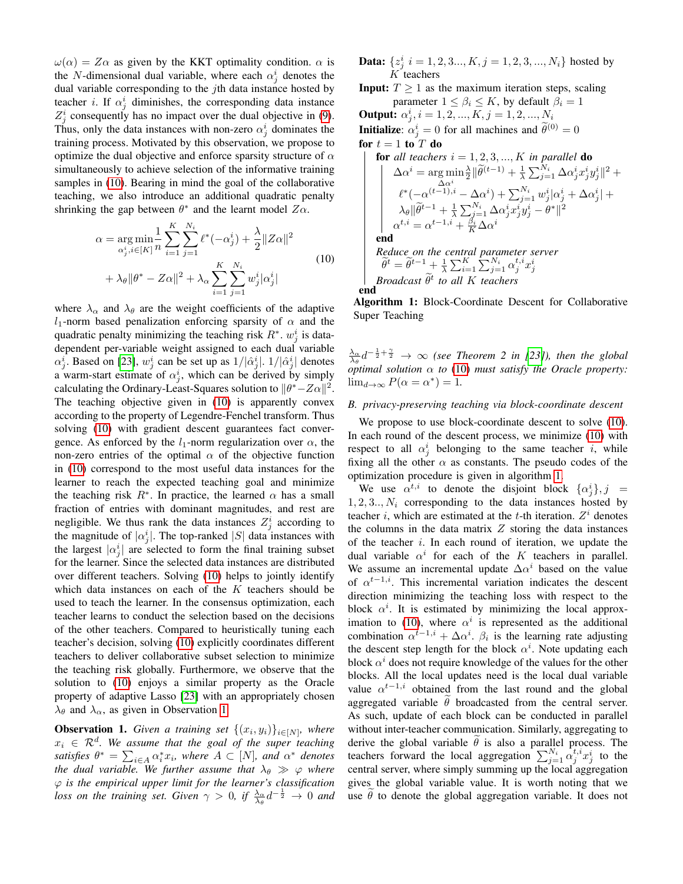$\omega(\alpha) = Z\alpha$ as given by the KKT optimality condition. $\alpha$ is the $N$-dimensional dual variable, where each $\alpha^i_j$ denotes the dual variable corresponding to the $j$th data instance hosted by teacher $i$. If $\alpha^i_j$ diminishes, the corresponding data instance $Z^i_j$ consequently has no impact over the dual objective in (9). Thus, only the data instances with non-zero $\alpha^i_j$ dominates the training process. Motivated by this observation, we propose to optimize the dual objective and enforce sparsity structure of $\alpha$ simultaneously to achieve selection of the informative training samples in (10). Bearing in mind the goal of the collaborative teaching, we also introduce an additional quadratic penalty shrinking the gap between $\theta^*$ and the learnt model $Z\alpha$.

$$
\begin{aligned}
\alpha = \underset{\alpha^i_j, i\in[K]}{\arg\min} & \frac{1}{n}\sum_{i=1}^{K}\sum_{j=1}^{N_i}\ell^*(-\alpha^i_j) + \frac{\lambda}{2}\|Z\alpha\|^2 \\
& + \lambda_\theta\|\theta^* - Z\alpha\|^2 + \lambda_\alpha\sum_{i=1}^{K}\sum_{j=1}^{N_i} w^i_j|\alpha^i_j|
\end{aligned}
\tag{10}
$$

where $\lambda_\alpha$ and $\lambda_\theta$ are the weight coefficients of the adaptive $l_1$-norm based penalization enforcing sparsity of $\alpha$ and the quadratic penalty minimizing the teaching risk $R^*$. $w^i_j$ is data-dependent per-variable weight assigned to each dual variable $\alpha^i_j$. Based on [23], $w^i_j$ can be set up as $1/|\hat{\alpha}^i_j|$. $1/|\hat{\alpha}^i_j|$ denotes a warm-start estimate of $\alpha^i_j$, which can be derived by simply calculating the Ordinary-Least-Squares solution to $\|\theta^* - Z\alpha\|^2$. The teaching objective given in (10) is apparently convex according to the property of Legendre-Fenchel transform. Thus solving (10) with gradient descent guarantees fact convergence. As enforced by the $l_1$-norm regularization over $\alpha$, the non-zero entries of the optimal $\alpha$ of the objective function in (10) correspond to the most useful data instances for the learner to reach the expected teaching goal and minimize the teaching risk $R^*$. In practice, the learned $\alpha$ has a small fraction of entries with dominant magnitudes, and rest are negligible. We thus rank the data instances $Z^i_j$ according to the magnitude of $|\alpha^i_j|$. The top-ranked $|S|$ data instances with the largest $|\alpha^i_j|$ are selected to form the final training subset for the learner. Since the selected data instances are distributed over different teachers. Solving (10) helps to jointly identify which data instances on each of the $K$ teachers should be used to teach the learner. In the consensus optimization, each teacher learns to conduct the selection based on the decisions of the other teachers. Compared to heuristically tuning each teacher's decision, solving (10) explicitly coordinates different teachers to deliver collaborative subset selection to minimize the teaching risk globally. Furthermore, we observe that the solution to (10) enjoys a similar property as the Oracle property of adaptive Lasso [23] with an appropriately chosen $\lambda_\theta$ and $\lambda_\alpha$, as given in Observation 1.

**Observation 1.** *Given a training set $\{(x_i, y_i)\}_{i\in[N]}$, where $x_i \in \mathcal{R}^d$. We assume that the goal of the super teaching satisfies $\theta^* = \sum_{i\in A}\alpha^*_i x_i$, where $A \subset [N]$, and $\alpha^*$ denotes the dual variable. We further assume that $\lambda_\theta \gg \varphi$ where $\varphi$ is the empirical upper limit for the learner's classification loss on the training set. Given $\gamma > 0$, if $\frac{\lambda_\alpha}{\lambda_\theta}d^{-\frac{1}{2}} \rightarrow 0$ and $\frac{\lambda_\alpha}{\lambda_\theta}d^{-\frac{1}{2}+\frac{\gamma}{2}} \rightarrow \infty$ (see Theorem 2 in [23]), then the global optimal solution $\alpha$ to (10) must satisfy the Oracle property: $\lim_{d\rightarrow\infty} P(\alpha = \alpha^*) = 1$.*

---

**Data:** $\{z^i_j\ i = 1,2,3...,K, j = 1,2,3,...,N_i\}$ hosted by $K$ teachers
**Input:** $T \geq 1$ as the maximum iteration steps, scaling parameter $1 \leq \beta_i \leq K$, by default $\beta_i = 1$
**Output:** $\alpha^i_j, i = 1,2,...,K, j = 1,2,...,N_i$
**Initialize**: $\alpha^i_j = 0$ for all machines and $\widetilde{\theta}^{(0)} = 0$
**for** $t = 1$ **to** $T$ **do**
  **for** *all teachers* $i = 1,2,3,...,K$ *in parallel* **do**
    $\Delta\alpha^i = \underset{\Delta\alpha^i}{\arg\min}\frac{\lambda}{2}\|\widetilde{\theta}^{(t-1)} + \frac{1}{\lambda}\sum_{j=1}^{N_i}\Delta\alpha^i_j x^i_j y^i_j\|^2 + \ell^*(-\alpha^{(t-1),i} - \Delta\alpha^i) + \sum_{j=1}^{N_i} w^i_j|\alpha^i_j + \Delta\alpha^i_j| + \lambda_\theta\|\widetilde{\theta}^{t-1} + \frac{1}{\lambda}\sum_{j=1}^{N_i}\Delta\alpha^i_j x^i_j y^i_j - \theta^*\|^2$
    $\alpha^{t,i} = \alpha^{t-1,i} + \frac{\beta_i}{K}\Delta\alpha^i$
  **end**
  *Reduce on the central parameter server*
  $\widetilde{\theta}^t = \widetilde{\theta}^{t-1} + \frac{1}{\lambda}\sum_{i=1}^{K}\sum_{j=1}^{N_i}\alpha^{t,i}_j x^i_j$
  *Broadcast* $\widetilde{\theta}^t$ *to all* $K$ *teachers*
**end**

**Algorithm 1:** Block-Coordinate Descent for Collaborative Super Teaching

---

### *B. privacy-preserving teaching via block-coordinate descent*

We propose to use block-coordinate descent to solve (10). In each round of the descent process, we minimize (10) with respect to all $\alpha^i_j$ belonging to the same teacher $i$, while fixing all the other $\alpha$ as constants. The pseudo codes of the optimization procedure is given in algorithm 1.

We use $\alpha^{t,i}$ to denote the disjoint block $\{\alpha^i_j\}, j = 1,2,3..,N_i$ corresponding to the data instances hosted by teacher $i$, which are estimated at the $t$-th iteration. $Z^i$ denotes the columns in the data matrix $Z$ storing the data instances of the teacher $i$. In each round of iteration, we update the dual variable $\alpha^i$ for each of the $K$ teachers in parallel. We assume an incremental update $\Delta\alpha^i$ based on the value of $\alpha^{t-1,i}$. This incremental variation indicates the descent direction minimizing the teaching loss with respect to the block $\alpha^i$. It is estimated by minimizing the local approximation to (10), where $\alpha^i$ is represented as the additional combination $\alpha^{t-1,i} + \Delta\alpha^i$. $\beta_i$ is the learning rate adjusting the descent step length for the block $\alpha^i$. Note updating each block $\alpha^i$ does not require knowledge of the values for the other blocks. All the local updates need is the local dual variable value $\alpha^{t-1,i}$ obtained from the last round and the global aggregated variable $\widetilde{\theta}$ broadcasted from the central server. As such, update of each block can be conducted in parallel without inter-teacher communication. Similarly, aggregating to derive the global variable $\widetilde{\theta}$ is also a parallel process. The teachers forward the local aggregation $\sum_{j=1}^{N_i}\alpha^{t,i}_j x^i_j$ to the central server, where simply summing up the local aggregation gives the global variable value. It is worth noting that we use $\widetilde{\theta}$ to denote the global aggregation variable. It does not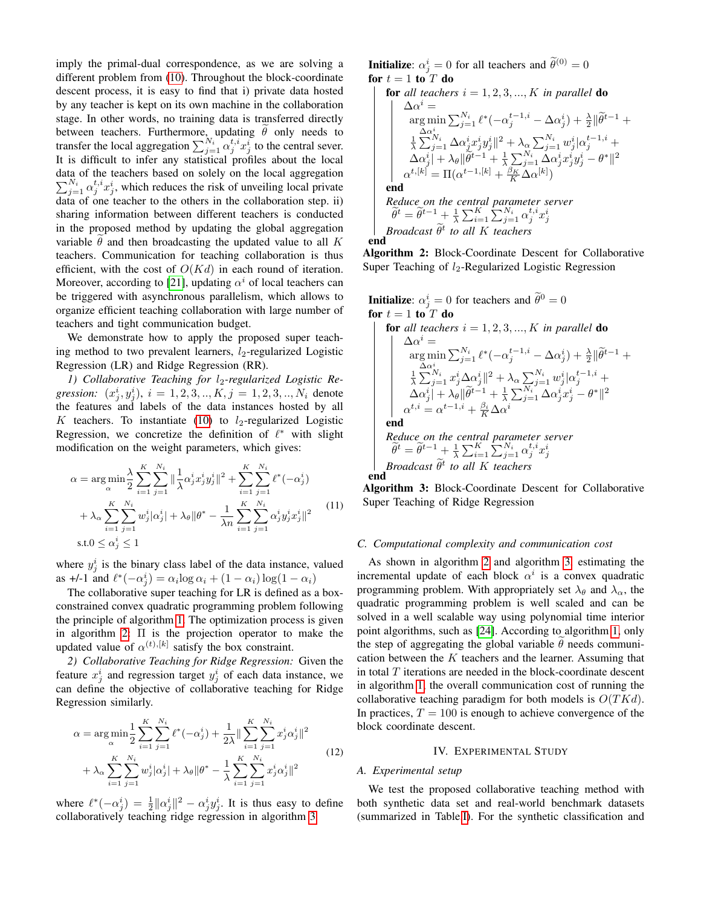imply the primal-dual correspondence, as we are solving a different problem from (10). Throughout the block-coordinate descent process, it is easy to find that i) private data hosted by any teacher is kept on its own machine in the collaboration stage. In other words, no training data is transferred directly between teachers. Furthermore, updating $\widetilde{\theta}$ only needs to transfer the local aggregation $\sum_{j=1}^{N_i} \alpha_j^{t,i} x_j^i$ to the central sever. It is difficult to infer any statistical profiles about the local data of the teachers based on solely on the local aggregation $\sum_{j=1}^{N_i} \alpha_j^{t,i} x_j^i$, which reduces the risk of unveiling local private data of one teacher to the others in the collaboration step. ii) sharing information between different teachers is conducted in the proposed method by updating the global aggregation variable $\widetilde{\theta}$ and then broadcasting the updated value to all $K$ teachers. Communication for teaching collaboration is thus efficient, with the cost of $O(Kd)$ in each round of iteration. Moreover, according to [21], updating $\alpha^i$ of local teachers can be triggered with asynchronous parallelism, which allows to organize efficient teaching collaboration with large number of teachers and tight communication budget.

We demonstrate how to apply the proposed super teaching method to two prevalent learners, $l_2$-regularized Logistic Regression (LR) and Ridge Regression (RR).

*1) Collaborative Teaching for $l_2$-regularized Logistic Regression:* $(x_j^i, y_j^i)$, $i = 1, 2, 3, .., K, j = 1, 2, 3, .., N_i$ denote the features and labels of the data instances hosted by all $K$ teachers. To instantiate (10) to $l_2$-regularized Logistic Regression, we concretize the definition of $\ell^*$ with slight modification on the weight parameters, which gives:

$$
\begin{aligned}
\alpha = \arg\min_{\alpha} & \frac{\lambda}{2} \sum_{i=1}^{K} \sum_{j=1}^{N_i} \| \frac{1}{\lambda} \alpha_j^i x_j^i y_j^i \|^2 + \sum_{i=1}^{K} \sum_{j=1}^{N_i} \ell^*(-\alpha_j^i) \\
& + \lambda_\alpha \sum_{i=1}^{K} \sum_{j=1}^{N_i} w_j^i |\alpha_j^i| + \lambda_\theta \| \theta^* - \frac{1}{\lambda n} \sum_{i=1}^{K} \sum_{j=1}^{N_i} \alpha_j^i y_j^i x_j^i \|^2 \\
& \text{s.t.} 0 \leq \alpha_j^i \leq 1
\end{aligned}
\tag{11}
$$

where $y_j^i$ is the binary class label of the data instance, valued as +/-1 and $\ell^*(-\alpha_j^i) = \alpha_i \log \alpha_i + (1 - \alpha_i) \log(1 - \alpha_i)$

The collaborative super teaching for LR is defined as a box-constrained convex quadratic programming problem following the principle of algorithm 1. The optimization process is given in algorithm 2: $\Pi$ is the projection operator to make the updated value of $\alpha^{(t),[k]}$ satisfy the box constraint.

*2) Collaborative Teaching for Ridge Regression:* Given the feature $x_j^i$ and regression target $y_j^i$ of each data instance, we can define the objective of collaborative teaching for Ridge Regression similarly.

$$
\begin{aligned}
\alpha = \arg\min_{\alpha} & \frac{1}{2} \sum_{i=1}^{K} \sum_{j=1}^{N_i} \ell^*(-\alpha_j^i) + \frac{1}{2\lambda} \| \sum_{i=1}^{K} \sum_{j=1}^{N_i} x_j^i \alpha_j^i \|^2 \\
& + \lambda_\alpha \sum_{i=1}^{K} \sum_{j=1}^{N_i} w_j^i |\alpha_j^i| + \lambda_\theta \| \theta^* - \frac{1}{\lambda} \sum_{i=1}^{K} \sum_{j=1}^{N_i} x_j^i \alpha_j^i \|^2
\end{aligned}
\tag{12}
$$

where $\ell^*(-\alpha_j^i) = \frac{1}{2} \|\alpha_j^i\|^2 - \alpha_j^i y_j^i$. It is thus easy to define collaboratively teaching ridge regression in algorithm 3.

```
Initialize: α_j^i = 0 for all teachers and θ̃^(0) = 0
for t = 1 to T do
    for all teachers i = 1, 2, 3, ..., K in parallel do
        Δα^i = argmin_{Δα^i} Σ_{j=1}^{N_i} ℓ*(−α_j^{t−1,i} − Δα_j^i) + (λ/2)||θ̃^{t−1} +
               (1/λ) Σ_{j=1}^{N_i} Δα_j^i x_j^i y_j^i||^2 + λ_α Σ_{j=1}^{N_i} w_j^i |α_j^{t−1,i} +
               Δα_j^i| + λ_θ||θ̃^{t−1} + (1/λ) Σ_{j=1}^{N_i} Δα_j^i x_j^i y_j^i − θ*||^2
        α^{t,[k]} = Π(α^{t−1,[k]} + (β_K/K) Δα^{[k]})
    end
    Reduce on the central parameter server
        θ̃^t = θ̃^{t−1} + (1/λ) Σ_{i=1}^{K} Σ_{j=1}^{N_i} α_j^{t,i} x_j^i
    Broadcast θ̃^t to all K teachers
end
```

**Algorithm 2:** Block-Coordinate Descent for Collaborative Super Teaching of $l_2$-Regularized Logistic Regression

```
Initialize: α_j^i = 0 for teachers and θ̃^0 = 0
for t = 1 to T do
    for all teachers i = 1, 2, 3, ..., K in parallel do
        Δα^i = argmin_{Δα^i} Σ_{j=1}^{N_i} ℓ*(−α_j^{t−1,i} − Δα_j^i) + (λ/2)||θ̃^{t−1} +
               (1/λ) Σ_{j=1}^{N_i} x_j^i Δα_j^i||^2 + λ_α Σ_{j=1}^{N_i} w_j^i |α_j^{t−1,i} +
               Δα_j^i| + λ_θ||θ̃^{t−1} + (1/λ) Σ_{j=1}^{N_i} Δα_j^i x_j^i − θ*||^2
        α^{t,i} = α^{t−1,i} + (β_i/K) Δα^i
    end
    Reduce on the central parameter server
        θ̃^t = θ̃^{t−1} + (1/λ) Σ_{i=1}^{K} Σ_{j=1}^{N_i} α_j^{t,i} x_j^i
    Broadcast θ̃^t to all K teachers
end
```

**Algorithm 3:** Block-Coordinate Descent for Collaborative Super Teaching of Ridge Regression

### C. Computational complexity and communication cost

As shown in algorithm 2 and algorithm 3, estimating the incremental update of each block $\alpha^i$ is a convex quadratic programming problem. With appropriately set $\lambda_\theta$ and $\lambda_\alpha$, the quadratic programming problem is well scaled and can be solved in a well scalable way using polynomial time interior point algorithms, such as [24]. According to algorithm 1, only the step of aggregating the global variable $\widetilde{\theta}$ needs communication between the $K$ teachers and the learner. Assuming that in total $T$ iterations are needed in the block-coordinate descent in algorithm 1, the overall communication cost of running the collaborative teaching paradigm for both models is $O(TKd)$. In practices, $T = 100$ is enough to achieve convergence of the block coordinate descent.

## IV. Experimental Study

### A. Experimental setup

We test the proposed collaborative teaching method with both synthetic data set and real-world benchmark datasets (summarized in Table I). For the synthetic classification and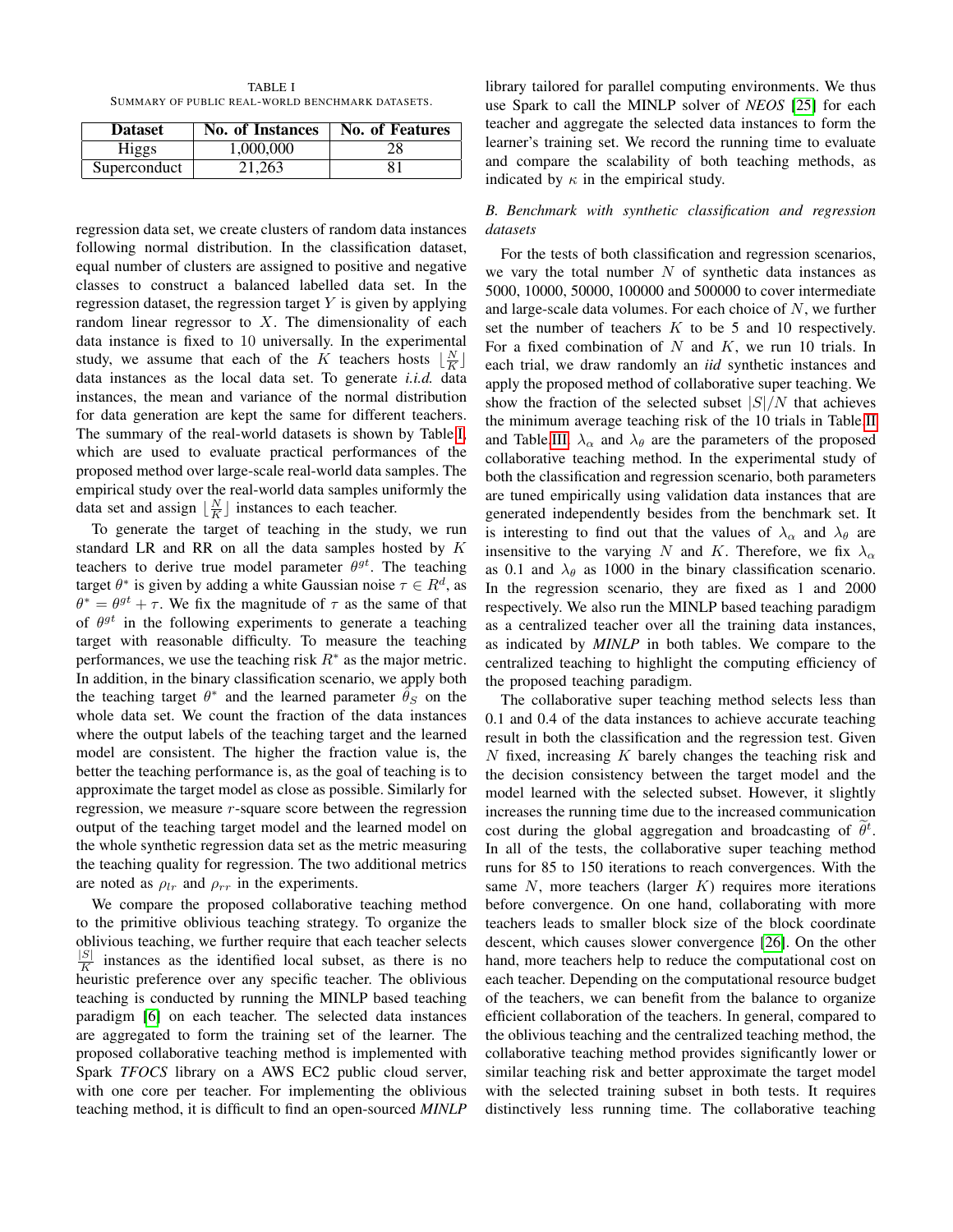TABLE I
SUMMARY OF PUBLIC REAL-WORLD BENCHMARK DATASETS.

| Dataset | No. of Instances | No. of Features |
|---|---|---|
| Higgs | 1,000,000 | 28 |
| Superconduct | 21,263 | 81 |

regression data set, we create clusters of random data instances following normal distribution. In the classification dataset, equal number of clusters are assigned to positive and negative classes to construct a balanced labelled data set. In the regression dataset, the regression target $Y$ is given by applying random linear regressor to $X$. The dimensionality of each data instance is fixed to 10 universally. In the experimental study, we assume that each of the $K$ teachers hosts $\lfloor \frac{N}{K} \rfloor$ data instances as the local data set. To generate *i.i.d.* data instances, the mean and variance of the normal distribution for data generation are kept the same for different teachers. The summary of the real-world datasets is shown by Table I, which are used to evaluate practical performances of the proposed method over large-scale real-world data samples. The empirical study over the real-world data samples uniformly the data set and assign $\lfloor \frac{N}{K} \rfloor$ instances to each teacher.

To generate the target of teaching in the study, we run standard LR and RR on all the data samples hosted by $K$ teachers to derive true model parameter $\theta^{gt}$. The teaching target $\theta^*$ is given by adding a white Gaussian noise $\tau \in R^d$, as $\theta^* = \theta^{gt} + \tau$. We fix the magnitude of $\tau$ as the same of that of $\theta^{gt}$ in the following experiments to generate a teaching target with reasonable difficulty. To measure the teaching performances, we use the teaching risk $R^*$ as the major metric. In addition, in the binary classification scenario, we apply both the teaching target $\theta^*$ and the learned parameter $\theta_S$ on the whole data set. We count the fraction of the data instances where the output labels of the teaching target and the learned model are consistent. The higher the fraction value is, the better the teaching performance is, as the goal of teaching is to approximate the target model as close as possible. Similarly for regression, we measure $r$-square score between the regression output of the teaching target model and the learned model on the whole synthetic regression data set as the metric measuring the teaching quality for regression. The two additional metrics are noted as $\rho_{lr}$ and $\rho_{rr}$ in the experiments.

We compare the proposed collaborative teaching method to the primitive oblivious teaching strategy. To organize the oblivious teaching, we further require that each teacher selects $\frac{|S|}{K}$ instances as the identified local subset, as there is no heuristic preference over any specific teacher. The oblivious teaching is conducted by running the MINLP based teaching paradigm [6] on each teacher. The selected data instances are aggregated to form the training set of the learner. The proposed collaborative teaching method is implemented with Spark *TFOCS* library on a AWS EC2 public cloud server, with one core per teacher. For implementing the oblivious teaching method, it is difficult to find an open-sourced *MINLP* library tailored for parallel computing environments. We thus use Spark to call the MINLP solver of *NEOS* [25] for each teacher and aggregate the selected data instances to form the learner's training set. We record the running time to evaluate and compare the scalability of both teaching methods, as indicated by $\kappa$ in the empirical study.

### B. Benchmark with synthetic classification and regression datasets

For the tests of both classification and regression scenarios, we vary the total number $N$ of synthetic data instances as 5000, 10000, 50000, 100000 and 500000 to cover intermediate and large-scale data volumes. For each choice of $N$, we further set the number of teachers $K$ to be 5 and 10 respectively. For a fixed combination of $N$ and $K$, we run 10 trials. In each trial, we draw randomly an *iid* synthetic instances and apply the proposed method of collaborative super teaching. We show the fraction of the selected subset $|S|/N$ that achieves the minimum average teaching risk of the 10 trials in Table II and Table III. $\lambda_\alpha$ and $\lambda_\theta$ are the parameters of the proposed collaborative teaching method. In the experimental study of both the classification and regression scenario, both parameters are tuned empirically using validation data instances that are generated independently besides from the benchmark set. It is interesting to find out that the values of $\lambda_\alpha$ and $\lambda_\theta$ are insensitive to the varying $N$ and $K$. Therefore, we fix $\lambda_\alpha$ as 0.1 and $\lambda_\theta$ as 1000 in the binary classification scenario. In the regression scenario, they are fixed as 1 and 2000 respectively. We also run the MINLP based teaching paradigm as a centralized teacher over all the training data instances, as indicated by *MINLP* in both tables. We compare to the centralized teaching to highlight the computing efficiency of the proposed teaching paradigm.

The collaborative super teaching method selects less than 0.1 and 0.4 of the data instances to achieve accurate teaching result in both the classification and the regression test. Given $N$ fixed, increasing $K$ barely changes the teaching risk and the decision consistency between the target model and the model learned with the selected subset. However, it slightly increases the running time due to the increased communication cost during the global aggregation and broadcasting of $\widetilde{\theta}^t$. In all of the tests, the collaborative super teaching method runs for 85 to 150 iterations to reach convergences. With the same $N$, more teachers (larger $K$) requires more iterations before convergence. On one hand, collaborating with more teachers leads to smaller block size of the block coordinate descent, which causes slower convergence [26]. On the other hand, more teachers help to reduce the computational cost on each teacher. Depending on the computational resource budget of the teachers, we can benefit from the balance to organize efficient collaboration of the teachers. In general, compared to the oblivious teaching and the centralized teaching method, the collaborative teaching method provides significantly lower or similar teaching risk and better approximate the target model with the selected training subset in both tests. It requires distinctively less running time. The collaborative teaching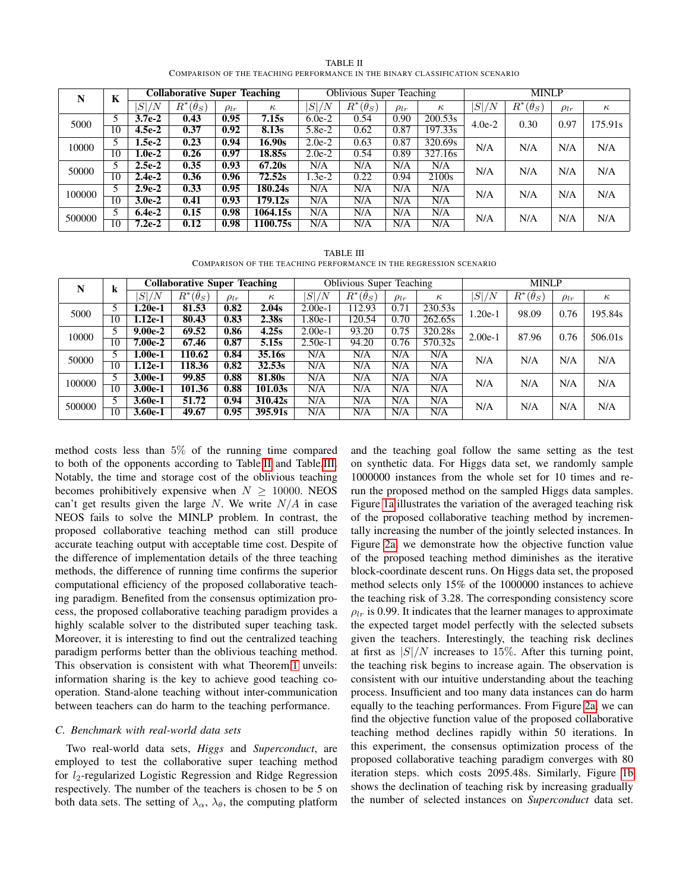TABLE II

COMPARISON OF THE TEACHING PERFORMANCE IN THE BINARY CLASSIFICATION SCENARIO

| N | K | Collaborative Super Teaching | | | | Oblivious Super Teaching | | | | MINLP | | | |
|---|---|---|---|---|---|---|---|---|---|---|---|---|---|
| | | $\lvert S\rvert/N$ | $R^*(\theta_S)$ | $\rho_{lr}$ | $\kappa$ | $\lvert S\rvert/N$ | $R^*(\theta_S)$ | $\rho_{lr}$ | $\kappa$ | $\lvert S\rvert/N$ | $R^*(\theta_S)$ | $\rho_{lr}$ | $\kappa$ |
| 5000 | 5 | **3.7e-2** | **0.43** | **0.95** | **7.15s** | 6.0e-2 | 0.54 | 0.90 | 200.53s | 4.0e-2 | 0.30 | 0.97 | 175.91s |
| | 10 | **4.5e-2** | **0.37** | **0.92** | **8.13s** | 5.8e-2 | 0.62 | 0.87 | 197.33s | | | | |
| 10000 | 5 | **1.5e-2** | **0.23** | **0.94** | **16.90s** | 2.0e-2 | 0.63 | 0.87 | 320.69s | N/A | N/A | N/A | N/A |
| | 10 | **1.0e-2** | **0.26** | **0.97** | **18.85s** | 2.0e-2 | 0.54 | 0.89 | 327.16s | | | | |
| 50000 | 5 | **2.5e-2** | **0.35** | **0.93** | **67.20s** | N/A | N/A | N/A | N/A | N/A | N/A | N/A | N/A |
| | 10 | **2.4e-2** | **0.36** | **0.96** | **72.52s** | 1.3e-2 | 0.22 | 0.94 | 2100s | | | | |
| 100000 | 5 | **2.9e-2** | **0.33** | **0.95** | **180.24s** | N/A | N/A | N/A | N/A | N/A | N/A | N/A | N/A |
| | 10 | **3.0e-2** | **0.41** | **0.93** | **179.12s** | N/A | N/A | N/A | N/A | | | | |
| 500000 | 5 | **6.4e-2** | **0.15** | **0.98** | **1064.15s** | N/A | N/A | N/A | N/A | N/A | N/A | N/A | N/A |
| | 10 | **7.2e-2** | **0.12** | **0.98** | **1100.75s** | N/A | N/A | N/A | N/A | | | | |

TABLE III

COMPARISON OF THE TEACHING PERFORMANCE IN THE REGRESSION SCENARIO

| N | k | Collaborative Super Teaching | | | | Oblivious Super Teaching | | | | MINLP | | | |
|---|---|---|---|---|---|---|---|---|---|---|---|---|---|
| | | $\lvert S\rvert/N$ | $R^*(\theta_S)$ | $\rho_{lr}$ | $\kappa$ | $\lvert S\rvert/N$ | $R^*(\theta_S)$ | $\rho_{lr}$ | $\kappa$ | $\lvert S\rvert/N$ | $R^*(\theta_S)$ | $\rho_{lr}$ | $\kappa$ |
| 5000 | 5 | **1.20e-1** | **81.53** | **0.82** | **2.04s** | 2.00e-1 | 112.93 | 0.71 | 230.53s | 1.20e-1 | 98.09 | 0.76 | 195.84s |
| | 10 | **1.12e-1** | **80.43** | **0.83** | **2.38s** | 1.80e-1 | 120.54 | 0.70 | 262.65s | | | | |
| 10000 | 5 | **9.00e-2** | **69.52** | **0.86** | **4.25s** | 2.00e-1 | 93.20 | 0.75 | 320.28s | 2.00e-1 | 87.96 | 0.76 | 506.01s |
| | 10 | **7.00e-2** | **67.46** | **0.87** | **5.15s** | 2.50e-1 | 94.20 | 0.76 | 570.32s | | | | |
| 50000 | 5 | **1.00e-1** | **110.62** | **0.84** | **35.16s** | N/A | N/A | N/A | N/A | N/A | N/A | N/A | N/A |
| | 10 | **1.12e-1** | **118.36** | **0.82** | **32.53s** | N/A | N/A | N/A | N/A | | | | |
| 100000 | 5 | **3.00e-1** | **99.85** | **0.88** | **81.80s** | N/A | N/A | N/A | N/A | N/A | N/A | N/A | N/A |
| | 10 | **3.00e-1** | **101.36** | **0.88** | **101.03s** | N/A | N/A | N/A | N/A | | | | |
| 500000 | 5 | **3.60e-1** | **51.72** | **0.94** | **310.42s** | N/A | N/A | N/A | N/A | N/A | N/A | N/A | N/A |
| | 10 | **3.60e-1** | **49.67** | **0.95** | **395.91s** | N/A | N/A | N/A | N/A | | | | |

method costs less than 5% of the running time compared to both of the opponents according to Table II and Table III. Notably, the time and storage cost of the oblivious teaching becomes prohibitively expensive when $N \geq 10000$. NEOS can't get results given the large $N$. We write $N/A$ in case NEOS fails to solve the MINLP problem. In contrast, the proposed collaborative teaching method can still produce accurate teaching output with acceptable time cost. Despite of the difference of implementation details of the three teaching methods, the difference of running time confirms the superior computational efficiency of the proposed collaborative teaching paradigm. Benefited from the consensus optimization process, the proposed collaborative teaching paradigm provides a highly scalable solver to the distributed super teaching task. Moreover, it is interesting to find out the centralized teaching paradigm performs better than the oblivious teaching method. This observation is consistent with what Theorem 1 unveils: information sharing is the key to achieve good teaching cooperation. Stand-alone teaching without inter-communication between teachers can do harm to the teaching performance.

### C. Benchmark with real-world data sets

Two real-world data sets, *Higgs* and *Superconduct*, are employed to test the collaborative super teaching method for $l_2$-regularized Logistic Regression and Ridge Regression respectively. The number of the teachers is chosen to be 5 on both data sets. The setting of $\lambda_\alpha$, $\lambda_\theta$, the computing platform and the teaching goal follow the same setting as the test on synthetic data. For Higgs data set, we randomly sample 1000000 instances from the whole set for 10 times and re-run the proposed method on the sampled Higgs data samples. Figure 1a illustrates the variation of the averaged teaching risk of the proposed collaborative teaching method by incrementally increasing the number of the jointly selected instances. In Figure 2a, we demonstrate how the objective function value of the proposed teaching method diminishes as the iterative block-coordinate descent runs. On Higgs data set, the proposed method selects only 15% of the 1000000 instances to achieve the teaching risk of 3.28. The corresponding consistency score $\rho_{lr}$ is 0.99. It indicates that the learner manages to approximate the expected target model perfectly with the selected subsets given the teachers. Interestingly, the teaching risk declines at first as $|S|/N$ increases to 15%. After this turning point, the teaching risk begins to increase again. The observation is consistent with our intuitive understanding about the teaching process. Insufficient and too many data instances can do harm equally to the teaching performances. From Figure 2a, we can find the objective function value of the proposed collaborative teaching method declines rapidly within 50 iterations. In this experiment, the consensus optimization process of the proposed collaborative teaching paradigm converges with 80 iteration steps. which costs 2095.48s. Similarly, Figure 1b shows the declination of teaching risk by increasing gradually the number of selected instances on *Superconduct* data set.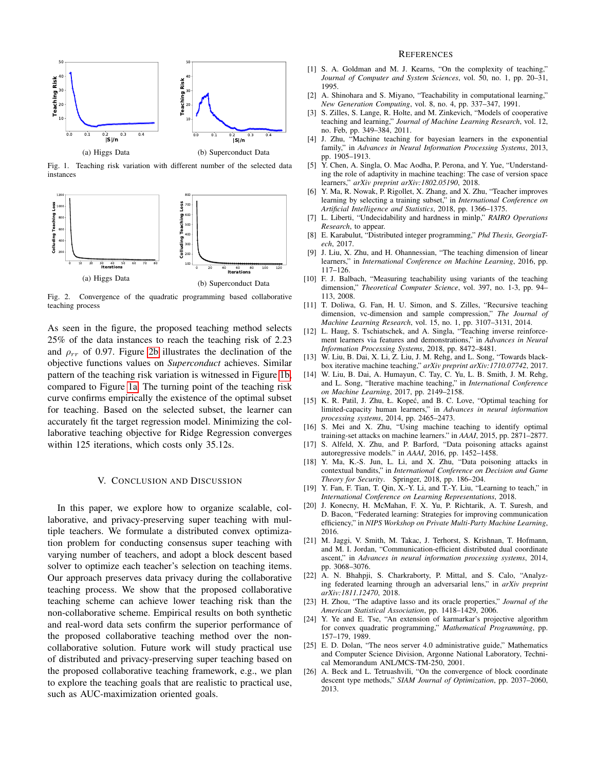Teaching Risk

50
40
30
20
10

0.0 0.1 0.2 0.3 0.4

|S|/n

(a) Higgs Data

Teaching Risk

50
40
30
20
10

0.0 0.1 0.2 0.3 0.4

|S|/n

(b) Superconduct Data

Fig. 1. Teaching risk variation with different number of the selected data instances

Colluding Teaching Loss

1200
1000
800
600
400
200

0 10 20 30 40 50 60 70 80

Iterations

(a) Higgs Data

Colluding Teaching Loss

800
700
600
500
400
300
200
100

0 20 40 60 80 100 120

Iterations

(b) Superconduct Data

Fig. 2. Convergence of the quadratic programming based collaborative teaching process

As seen in the figure, the proposed teaching method selects 25% of the data instances to reach the teaching risk of 2.23 and $\rho_{rr}$ of 0.97. Figure 2b illustrates the declination of the objective functions values on *Superconduct* achieves. Similar pattern of the teaching risk variation is witnessed in Figure 1b, compared to Figure 1a. The turning point of the teaching risk curve confirms empirically the existence of the optimal subset for teaching. Based on the selected subset, the learner can accurately fit the target regression model. Minimizing the collaborative teaching objective for Ridge Regression converges within 125 iterations, which costs only 35.12s.

## V. Conclusion and Discussion

In this paper, we explore how to organize scalable, collaborative, and privacy-preserving super teaching with multiple teachers. We formulate a distributed convex optimization problem for conducting consensus super teaching with varying number of teachers, and adopt a block descent based solver to optimize each teacher's selection on teaching items. Our approach preserves data privacy during the collaborative teaching process. We show that the proposed collaborative teaching scheme can achieve lower teaching risk than the non-collaborative scheme. Empirical results on both synthetic and real-word data sets confirm the superior performance of the proposed collaborative teaching method over the non-collaborative solution. Future work will study practical use of distributed and privacy-preserving super teaching based on the proposed collaborative teaching framework, e.g., we plan to explore the teaching goals that are realistic to practical use, such as AUC-maximization oriented goals.

## References

[1] S. A. Goldman and M. J. Kearns, "On the complexity of teaching," *Journal of Computer and System Sciences*, vol. 50, no. 1, pp. 20–31, 1995.

[2] A. Shinohara and S. Miyano, "Teachability in computational learning," *New Generation Computing*, vol. 8, no. 4, pp. 337–347, 1991.

[3] S. Zilles, S. Lange, R. Holte, and M. Zinkevich, "Models of cooperative teaching and learning," *Journal of Machine Learning Research*, vol. 12, no. Feb, pp. 349–384, 2011.

[4] J. Zhu, "Machine teaching for bayesian learners in the exponential family," in *Advances in Neural Information Processing Systems*, 2013, pp. 1905–1913.

[5] Y. Chen, A. Singla, O. Mac Aodha, P. Perona, and Y. Yue, "Understanding the role of adaptivity in machine teaching: The case of version space learners," *arXiv preprint arXiv:1802.05190*, 2018.

[6] Y. Ma, R. Nowak, P. Rigollet, X. Zhang, and X. Zhu, "Teacher improves learning by selecting a training subset," in *International Conference on Artificial Intelligence and Statistics*, 2018, pp. 1366–1375.

[7] L. Liberti, "Undecidability and hardness in minlp," *RAIRO Operations Research*, to appear.

[8] E. Karabulut, "Distributed integer programming," *Phd Thesis, GeorgiaTech*, 2017.

[9] J. Liu, X. Zhu, and H. Ohannessian, "The teaching dimension of linear learners," in *International Conference on Machine Learning*, 2016, pp. 117–126.

[10] F. J. Balbach, "Measuring teachability using variants of the teaching dimension," *Theoretical Computer Science*, vol. 397, no. 1-3, pp. 94–113, 2008.

[11] T. Doliwa, G. Fan, H. U. Simon, and S. Zilles, "Recursive teaching dimension, vc-dimension and sample compression," *The Journal of Machine Learning Research*, vol. 15, no. 1, pp. 3107–3131, 2014.

[12] L. Haug, S. Tschiatschek, and A. Singla, "Teaching inverse reinforcement learners via features and demonstrations," in *Advances in Neural Information Processing Systems*, 2018, pp. 8472–8481.

[13] W. Liu, B. Dai, X. Li, Z. Liu, J. M. Rehg, and L. Song, "Towards black-box iterative machine teaching," *arXiv preprint arXiv:1710.07742*, 2017.

[14] W. Liu, B. Dai, A. Humayun, C. Tay, C. Yu, L. B. Smith, J. M. Rehg, and L. Song, "Iterative machine teaching," in *International Conference on Machine Learning*, 2017, pp. 2149–2158.

[15] K. R. Patil, J. Zhu, Ł. Kopeć, and B. C. Love, "Optimal teaching for limited-capacity human learners," in *Advances in neural information processing systems*, 2014, pp. 2465–2473.

[16] S. Mei and X. Zhu, "Using machine teaching to identify optimal training-set attacks on machine learners." in *AAAI*, 2015, pp. 2871–2877.

[17] S. Alfeld, X. Zhu, and P. Barford, "Data poisoning attacks against autoregressive models." in *AAAI*, 2016, pp. 1452–1458.

[18] Y. Ma, K.-S. Jun, L. Li, and X. Zhu, "Data poisoning attacks in contextual bandits," in *International Conference on Decision and Game Theory for Security*. Springer, 2018, pp. 186–204.

[19] Y. Fan, F. Tian, T. Qin, X.-Y. Li, and T.-Y. Liu, "Learning to teach," in *International Conference on Learning Representations*, 2018.

[20] J. Konecny, H. McMahan, F. X. Yu, P. Richtarik, A. T. Suresh, and D. Bacon, "Federated learning: Strategies for improving communication efficiency," in *NIPS Workshop on Private Multi-Party Machine Learning*, 2016.

[21] M. Jaggi, V. Smith, M. Takac, J. Terhorst, S. Krishnan, T. Hofmann, and M. I. Jordan, "Communication-efficient distributed dual coordinate ascent," in *Advances in neural information processing systems*, 2014, pp. 3068–3076.

[22] A. N. Bhahpji, S. Charkraborty, P. Mittal, and S. Calo, "Analyzing federated learning through an adversarial lens," in *arXiv preprint arXiv:1811.12470*, 2018.

[23] H. Zhou, "The adaptive lasso and its oracle properties," *Journal of the American Statistical Association*, pp. 1418–1429, 2006.

[24] Y. Ye and E. Tse, "An extension of karmarkar's projective algorithm for convex quadratic programming," *Mathematical Programming*, pp. 157–179, 1989.

[25] E. D. Dolan, "The neos server 4.0 administrative guide," Mathematics and Computer Science Division, Argonne National Laboratory, Technical Memorandum ANL/MCS-TM-250, 2001.

[26] A. Beck and L. Tetruashvili, "On the convergence of block coordinate descent type methods," *SIAM Journal of Optimization*, pp. 2037–2060, 2013.